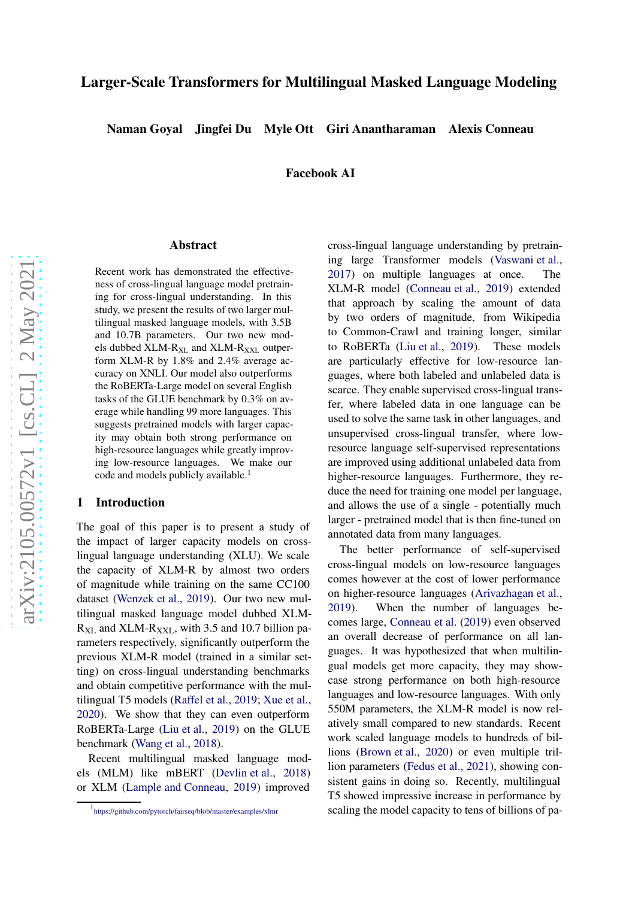# Larger-Scale Transformers for Multilingual Masked Language Modeling

**Naman Goyal  Jingfei Du  Myle Ott  Giri Anantharaman  Alexis Conneau**

**Facebook AI**

## Abstract

Recent work has demonstrated the effectiveness of cross-lingual language model pretraining for cross-lingual understanding. In this study, we present the results of two larger multilingual masked language models, with 3.5B and 10.7B parameters. Our two new models dubbed XLM-$R_{XL}$ and XLM-$R_{XXL}$ outperform XLM-R by 1.8% and 2.4% average accuracy on XNLI. Our model also outperforms the RoBERTa-Large model on several English tasks of the GLUE benchmark by 0.3% on average while handling 99 more languages. This suggests pretrained models with larger capacity may obtain both strong performance on high-resource languages while greatly improving low-resource languages. We make our code and models publicly available.[1]

## 1 Introduction

The goal of this paper is to present a study of the impact of larger capacity models on cross-lingual language understanding (XLU). We scale the capacity of XLM-R by almost two orders of magnitude while training on the same CC100 dataset (Wenzek et al., 2019). Our two new multilingual masked language model dubbed XLM-$R_{XL}$ and XLM-$R_{XXL}$, with 3.5 and 10.7 billion parameters respectively, significantly outperform the previous XLM-R model (trained in a similar setting) on cross-lingual understanding benchmarks and obtain competitive performance with the multilingual T5 models (Raffel et al., 2019; Xue et al., 2020). We show that they can even outperform RoBERTa-Large (Liu et al., 2019) on the GLUE benchmark (Wang et al., 2018).

Recent multilingual masked language models (MLM) like mBERT (Devlin et al., 2018) or XLM (Lample and Conneau, 2019) improved cross-lingual language understanding by pretraining large Transformer models (Vaswani et al., 2017) on multiple languages at once. The XLM-R model (Conneau et al., 2019) extended that approach by scaling the amount of data by two orders of magnitude, from Wikipedia to Common-Crawl and training longer, similar to RoBERTa (Liu et al., 2019). These models are particularly effective for low-resource languages, where both labeled and unlabeled data is scarce. They enable supervised cross-lingual transfer, where labeled data in one language can be used to solve the same task in other languages, and unsupervised cross-lingual transfer, where low-resource language self-supervised representations are improved using additional unlabeled data from higher-resource languages. Furthermore, they reduce the need for training one model per language, and allows the use of a single - potentially much larger - pretrained model that is then fine-tuned on annotated data from many languages.

The better performance of self-supervised cross-lingual models on low-resource languages comes however at the cost of lower performance on higher-resource languages (Arivazhagan et al., 2019). When the number of languages becomes large, Conneau et al. (2019) even observed an overall decrease of performance on all languages. It was hypothesized that when multilingual models get more capacity, they may showcase strong performance on both high-resource languages and low-resource languages. With only 550M parameters, the XLM-R model is now relatively small compared to new standards. Recent work scaled language models to hundreds of billions (Brown et al., 2020) or even multiple trillion parameters (Fedus et al., 2021), showing consistent gains in doing so. Recently, multilingual T5 showed impressive increase in performance by scaling the model capacity to tens of billions of pa-

[1] https://github.com/pytorch/fairseq/blob/master/examples/xlmr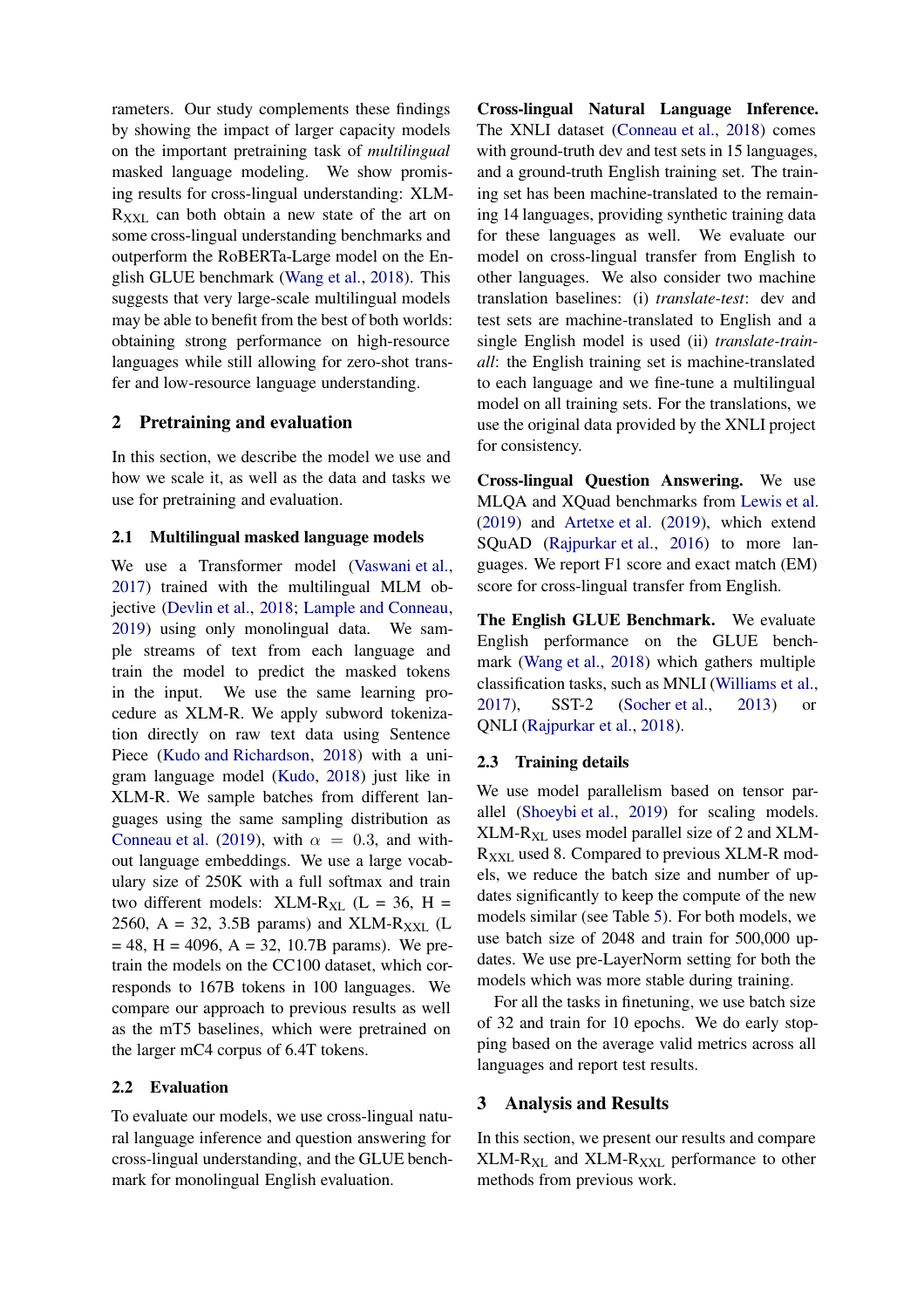rameters. Our study complements these findings by showing the impact of larger capacity models on the important pretraining task of *multilingual* masked language modeling. We show promising results for cross-lingual understanding: XLM-$\text{R}_{\text{XXL}}$ can both obtain a new state of the art on some cross-lingual understanding benchmarks and outperform the RoBERTa-Large model on the English GLUE benchmark (Wang et al., 2018). This suggests that very large-scale multilingual models may be able to benefit from the best of both worlds: obtaining strong performance on high-resource languages while still allowing for zero-shot transfer and low-resource language understanding.

## 2 Pretraining and evaluation

In this section, we describe the model we use and how we scale it, as well as the data and tasks we use for pretraining and evaluation.

### 2.1 Multilingual masked language models

We use a Transformer model (Vaswani et al., 2017) trained with the multilingual MLM objective (Devlin et al., 2018; Lample and Conneau, 2019) using only monolingual data. We sample streams of text from each language and train the model to predict the masked tokens in the input. We use the same learning procedure as XLM-R. We apply subword tokenization directly on raw text data using Sentence Piece (Kudo and Richardson, 2018) with a unigram language model (Kudo, 2018) just like in XLM-R. We sample batches from different languages using the same sampling distribution as Conneau et al. (2019), with $\alpha = 0.3$, and without language embeddings. We use a large vocabulary size of 250K with a full softmax and train two different models: XLM-$\text{R}_{\text{XL}}$ (L = 36, H = 2560, A = 32, 3.5B params) and XLM-$\text{R}_{\text{XXL}}$ (L = 48, H = 4096, A = 32, 10.7B params). We pretrain the models on the CC100 dataset, which corresponds to 167B tokens in 100 languages. We compare our approach to previous results as well as the mT5 baselines, which were pretrained on the larger mC4 corpus of 6.4T tokens.

### 2.2 Evaluation

To evaluate our models, we use cross-lingual natural language inference and question answering for cross-lingual understanding, and the GLUE benchmark for monolingual English evaluation.

**Cross-lingual Natural Language Inference.** The XNLI dataset (Conneau et al., 2018) comes with ground-truth dev and test sets in 15 languages, and a ground-truth English training set. The training set has been machine-translated to the remaining 14 languages, providing synthetic training data for these languages as well. We evaluate our model on cross-lingual transfer from English to other languages. We also consider two machine translation baselines: (i) *translate-test*: dev and test sets are machine-translated to English and a single English model is used (ii) *translate-train-all*: the English training set is machine-translated to each language and we fine-tune a multilingual model on all training sets. For the translations, we use the original data provided by the XNLI project for consistency.

**Cross-lingual Question Answering.** We use MLQA and XQuad benchmarks from Lewis et al. (2019) and Artetxe et al. (2019), which extend SQuAD (Rajpurkar et al., 2016) to more languages. We report F1 score and exact match (EM) score for cross-lingual transfer from English.

**The English GLUE Benchmark.** We evaluate English performance on the GLUE benchmark (Wang et al., 2018) which gathers multiple classification tasks, such as MNLI (Williams et al., 2017), SST-2 (Socher et al., 2013) or QNLI (Rajpurkar et al., 2018).

### 2.3 Training details

We use model parallelism based on tensor parallel (Shoeybi et al., 2019) for scaling models. XLM-$\text{R}_{\text{XL}}$ uses model parallel size of 2 and XLM-$\text{R}_{\text{XXL}}$ used 8. Compared to previous XLM-R models, we reduce the batch size and number of updates significantly to keep the compute of the new models similar (see Table 5). For both models, we use batch size of 2048 and train for 500,000 updates. We use pre-LayerNorm setting for both the models which was more stable during training.

For all the tasks in finetuning, we use batch size of 32 and train for 10 epochs. We do early stopping based on the average valid metrics across all languages and report test results.

## 3 Analysis and Results

In this section, we present our results and compare XLM-$\text{R}_{\text{XL}}$ and XLM-$\text{R}_{\text{XXL}}$ performance to other methods from previous work.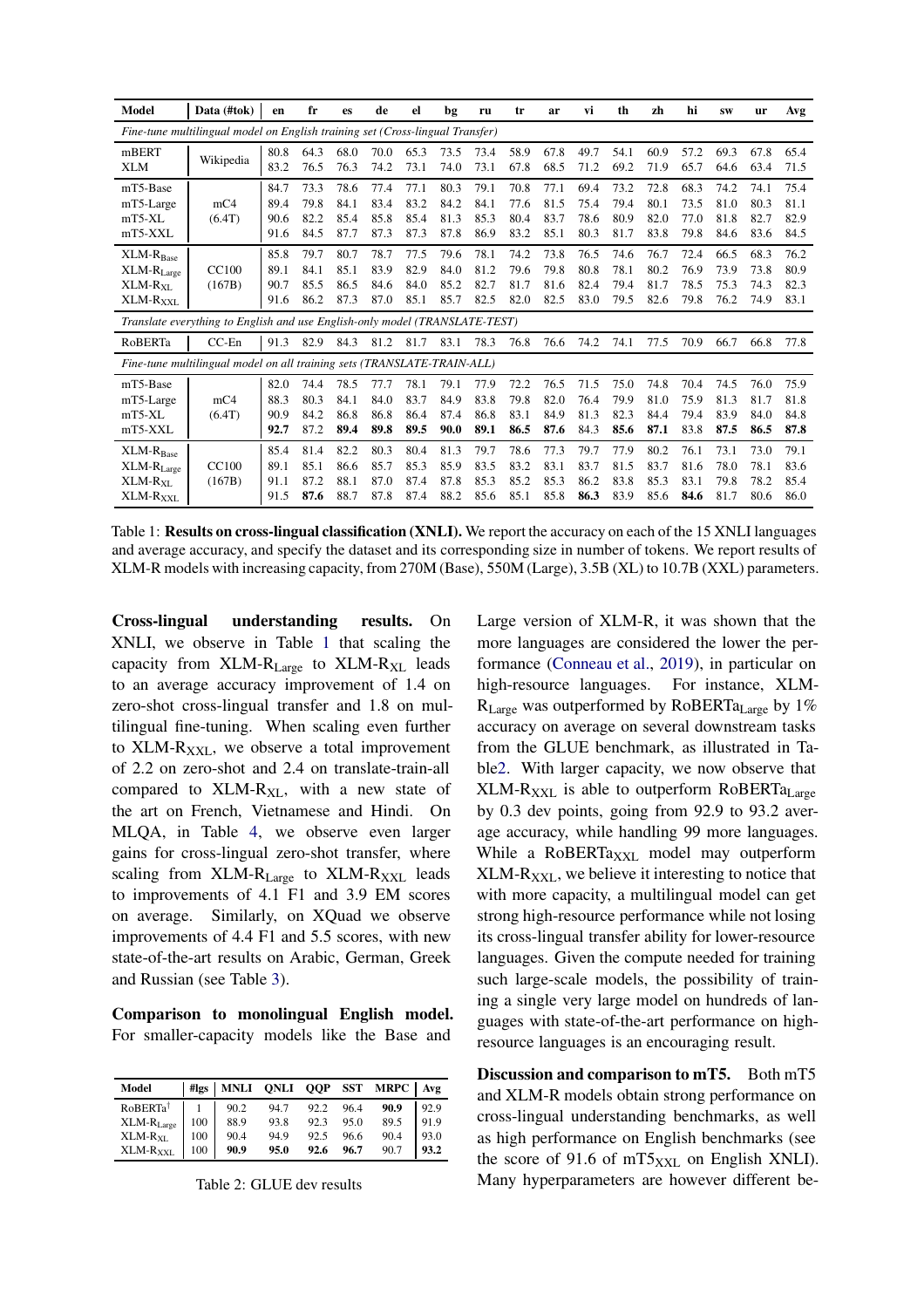| Model | Data (#tok) | en | fr | es | de | el | bg | ru | tr | ar | vi | th | zh | hi | sw | ur | Avg |
|---|---|---|---|---|---|---|---|---|---|---|---|---|---|---|---|---|---|
| *Fine-tune multilingual model on English training set (Cross-lingual Transfer)* | | | | | | | | | | | | | | | | | |
| mBERT | Wikipedia | 80.8 | 64.3 | 68.0 | 70.0 | 65.3 | 73.5 | 73.4 | 58.9 | 67.8 | 49.7 | 54.1 | 60.9 | 57.2 | 69.3 | 67.8 | 65.4 |
| XLM | | 83.2 | 76.5 | 76.3 | 74.2 | 73.1 | 74.0 | 73.1 | 67.8 | 68.5 | 71.2 | 69.2 | 71.9 | 65.7 | 64.6 | 63.4 | 71.5 |
| mT5-Base | mC4 (6.4T) | 84.7 | 73.3 | 78.6 | 77.4 | 77.1 | 80.3 | 79.1 | 70.8 | 77.1 | 69.4 | 73.2 | 72.8 | 68.3 | 74.2 | 74.1 | 75.4 |
| mT5-Large | | 89.4 | 79.8 | 84.1 | 83.4 | 83.2 | 84.2 | 84.1 | 77.6 | 81.5 | 75.4 | 79.4 | 80.1 | 73.5 | 81.0 | 80.3 | 81.1 |
| mT5-XL | | 90.6 | 82.2 | 85.4 | 85.8 | 85.4 | 81.3 | 85.3 | 80.4 | 83.7 | 78.6 | 80.9 | 82.0 | 77.0 | 81.8 | 82.7 | 82.9 |
| mT5-XXL | | 91.6 | 84.5 | 87.7 | 87.3 | 87.3 | 87.8 | 86.9 | 83.2 | 85.1 | 80.3 | 81.7 | 83.8 | 79.8 | 84.6 | 83.6 | 84.5 |
| XLM-$R_{Base}$ | CC100 (167B) | 85.8 | 79.7 | 80.7 | 78.7 | 77.5 | 79.6 | 78.1 | 74.2 | 73.8 | 76.5 | 74.6 | 76.7 | 72.4 | 66.5 | 68.3 | 76.2 |
| XLM-$R_{Large}$ | | 89.1 | 84.1 | 85.1 | 83.9 | 82.9 | 84.0 | 81.2 | 79.6 | 79.8 | 80.8 | 78.1 | 80.2 | 76.9 | 73.9 | 73.8 | 80.9 |
| XLM-$R_{XL}$ | | 90.7 | 85.5 | 86.5 | 84.6 | 84.0 | 85.2 | 82.7 | 81.7 | 81.6 | 82.4 | 79.4 | 81.7 | 78.5 | 75.3 | 74.3 | 82.3 |
| XLM-$R_{XXL}$ | | 91.6 | 86.2 | 87.3 | 87.0 | 85.1 | 85.7 | 82.5 | 82.0 | 82.5 | 83.0 | 79.5 | 82.6 | 79.8 | 76.2 | 74.9 | 83.1 |
| *Translate everything to English and use English-only model (TRANSLATE-TEST)* | | | | | | | | | | | | | | | | | |
| RoBERTa | CC-En | 91.3 | 82.9 | 84.3 | 81.2 | 81.7 | 83.1 | 78.3 | 76.8 | 76.6 | 74.2 | 74.1 | 77.5 | 70.9 | 66.7 | 66.8 | 77.8 |
| *Fine-tune multilingual model on all training sets (TRANSLATE-TRAIN-ALL)* | | | | | | | | | | | | | | | | | |
| mT5-Base | mC4 (6.4T) | 82.0 | 74.4 | 78.5 | 77.7 | 78.1 | 79.1 | 77.9 | 72.2 | 76.5 | 71.5 | 75.0 | 74.8 | 70.4 | 74.5 | 76.0 | 75.9 |
| mT5-Large | | 88.3 | 80.3 | 84.1 | 84.0 | 83.7 | 84.9 | 83.8 | 79.8 | 82.0 | 76.4 | 79.9 | 81.0 | 75.9 | 81.3 | 81.7 | 81.8 |
| mT5-XL | | 90.9 | 84.2 | 86.8 | 86.8 | 86.4 | 87.4 | 86.8 | 83.1 | 84.9 | 81.3 | 82.3 | 84.4 | 79.4 | 83.9 | 84.0 | 84.8 |
| mT5-XXL | | **92.7** | 87.2 | **89.4** | **89.8** | **89.5** | **90.0** | **89.1** | **86.5** | **87.6** | 84.3 | **85.6** | **87.1** | 83.8 | **87.5** | **86.5** | **87.8** |
| XLM-$R_{Base}$ | CC100 (167B) | 85.4 | 81.4 | 82.2 | 80.3 | 80.4 | 81.3 | 79.7 | 78.6 | 77.3 | 79.7 | 77.9 | 80.2 | 76.1 | 73.1 | 73.0 | 79.1 |
| XLM-$R_{Large}$ | | 89.1 | 85.1 | 86.6 | 85.7 | 85.3 | 85.9 | 83.5 | 83.2 | 83.1 | 83.7 | 81.5 | 83.7 | 81.6 | 78.0 | 78.1 | 83.6 |
| XLM-$R_{XL}$ | | 91.1 | 87.2 | 88.1 | 87.0 | 87.4 | 87.8 | 85.3 | 85.2 | 85.3 | 86.2 | 83.8 | 85.3 | 83.1 | 79.8 | 78.2 | 85.4 |
| XLM-$R_{XXL}$ | | 91.5 | **87.6** | 88.7 | 87.8 | 87.4 | 88.2 | 85.6 | 85.1 | 85.8 | **86.3** | 83.9 | 85.6 | **84.6** | 81.7 | 80.6 | 86.0 |

Table 1: **Results on cross-lingual classification (XNLI).** We report the accuracy on each of the 15 XNLI languages and average accuracy, and specify the dataset and its corresponding size in number of tokens. We report results of XLM-R models with increasing capacity, from 270M (Base), 550M (Large), 3.5B (XL) to 10.7B (XXL) parameters.

**Cross-lingual understanding results.** On XNLI, we observe in Table 1 that scaling the capacity from XLM-$R_{Large}$ to XLM-$R_{XL}$ leads to an average accuracy improvement of 1.4 on zero-shot cross-lingual transfer and 1.8 on multilingual fine-tuning. When scaling even further to XLM-$R_{XXL}$, we observe a total improvement of 2.2 on zero-shot and 2.4 on translate-train-all compared to XLM-$R_{XL}$, with a new state of the art on French, Vietnamese and Hindi. On MLQA, in Table 4, we observe even larger gains for cross-lingual zero-shot transfer, where scaling from XLM-$R_{Large}$ to XLM-$R_{XXL}$ leads to improvements of 4.1 F1 and 3.9 EM scores on average. Similarly, on XQuad we observe improvements of 4.4 F1 and 5.5 scores, with new state-of-the-art results on Arabic, German, Greek and Russian (see Table 3).

**Comparison to monolingual English model.** For smaller-capacity models like the Base and Large version of XLM-R, it was shown that the more languages are considered the lower the performance (Conneau et al., 2019), in particular on high-resource languages. For instance, XLM-$R_{Large}$ was outperformed by RoBERTa$_{Large}$ by 1% accuracy on average on several downstream tasks from the GLUE benchmark, as illustrated in Table2. With larger capacity, we now observe that XLM-$R_{XXL}$ is able to outperform RoBERTa$_{Large}$ by 0.3 dev points, going from 92.9 to 93.2 average accuracy, while handling 99 more languages. While a RoBERTa$_{XXL}$ model may outperform XLM-$R_{XXL}$, we believe it interesting to notice that with more capacity, a multilingual model can get strong high-resource performance while not losing its cross-lingual transfer ability for lower-resource languages. Given the compute needed for training such large-scale models, the possibility of training a single very large model on hundreds of languages with state-of-the-art performance on high-resource languages is an encouraging result.

| Model | #lgs | MNLI | QNLI | QQP | SST | MRPC | Avg |
|---|---|---|---|---|---|---|---|
| RoBERTa[†] | 1 | 90.2 | 94.7 | 92.2 | 96.4 | **90.9** | 92.9 |
| XLM-$R_{Large}$ | 100 | 88.9 | 93.8 | 92.3 | 95.0 | 89.5 | 91.9 |
| XLM-$R_{XL}$ | 100 | 90.4 | 94.9 | 92.5 | 96.6 | 90.4 | 93.0 |
| XLM-$R_{XXL}$ | 100 | **90.9** | **95.0** | **92.6** | **96.7** | 90.7 | **93.2** |

Table 2: GLUE dev results

**Discussion and comparison to mT5.** Both mT5 and XLM-R models obtain strong performance on cross-lingual understanding benchmarks, as well as high performance on English benchmarks (see the score of 91.6 of mT5$_{XXL}$ on English XNLI). Many hyperparameters are however different be-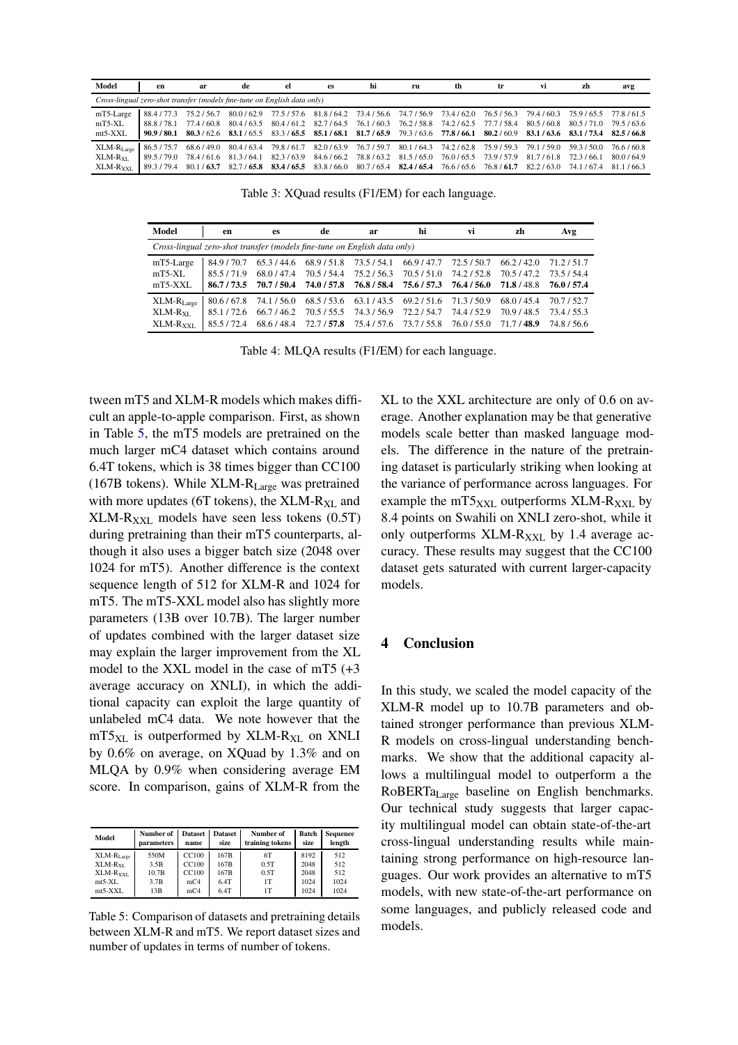| Model | en | ar | de | el | es | hi | ru | th | tr | vi | zh | avg |
|---|---|---|---|---|---|---|---|---|---|---|---|---|
| *Cross-lingual zero-shot transfer (models fine-tune on English data only)* | | | | | | | | | | | | |
| mT5-Large | 88.4 / 77.3 | 75.2 / 56.7 | 80.0 / 62.9 | 77.5 / 57.6 | 81.8 / 64.2 | 73.4 / 56.6 | 74.7 / 56.9 | 73.4 / 62.0 | 76.5 / 56.3 | 79.4 / 60.3 | 75.9 / 65.5 | 77.8 / 61.5 |
| mT5-XL | 88.8 / 78.1 | 77.4 / 60.8 | 80.4 / 63.5 | 80.4 / 61.2 | 82.7 / 64.5 | 76.1 / 60.3 | 76.2 / 58.8 | 74.2 / 62.5 | 77.7 / 58.4 | 80.5 / 60.8 | 80.5 / 71.0 | 79.5 / 63.6 |
| mt5-XXL | **90.9 / 80.1** | **80.3** / 62.6 | **83.1** / 65.5 | 83.3 / **65.5** | **85.1 / 68.1** | **81.7 / 65.9** | 79.3 / 63.6 | **77.8 / 66.1** | **80.2** / 60.9 | **83.1 / 63.6** | **83.1 / 73.4** | **82.5 / 66.8** |
| XLM-$R_{Large}$ | 86.5 / 75.7 | 68.6 / 49.0 | 80.4 / 63.4 | 79.8 / 61.7 | 82.0 / 63.9 | 76.7 / 59.7 | 80.1 / 64.3 | 74.2 / 62.8 | 75.9 / 59.3 | 79.1 / 59.0 | 59.3 / 50.0 | 76.6 / 60.8 |
| XLM-$R_{XL}$ | 89.5 / 79.0 | 78.4 / 61.6 | 81.3 / 64.1 | 82.3 / 63.9 | 84.6 / 66.2 | 78.8 / 63.2 | 81.5 / 65.0 | 76.0 / 65.5 | 73.9 / 57.9 | 81.7 / 61.8 | 72.3 / 66.1 | 80.0 / 64.9 |
| XLM-$R_{XXL}$ | 89.3 / 79.4 | 80.1 / **63.7** | 82.7 / **65.8** | **83.4 / 65.5** | 83.8 / 66.0 | 80.7 / 65.4 | **82.4 / 65.4** | 76.6 / 65.6 | 76.8 / **61.7** | 82.2 / 63.0 | 74.1 / 67.4 | 81.1 / 66.3 |

Table 3: XQuad results (F1/EM) for each language.

| Model | en | es | de | ar | hi | vi | zh | Avg |
|---|---|---|---|---|---|---|---|---|
| *Cross-lingual zero-shot transfer (models fine-tune on English data only)* | | | | | | | | |
| mT5-Large | 84.9 / 70.7 | 65.3 / 44.6 | 68.9 / 51.8 | 73.5 / 54.1 | 66.9 / 47.7 | 72.5 / 50.7 | 66.2 / 42.0 | 71.2 / 51.7 |
| mT5-XL | 85.5 / 71.9 | 68.0 / 47.4 | 70.5 / 54.4 | 75.2 / 56.3 | 70.5 / 51.0 | 74.2 / 52.8 | 70.5 / 47.2 | 73.5 / 54.4 |
| mT5-XXL | **86.7 / 73.5** | **70.7 / 50.4** | **74.0 / 57.8** | **76.8 / 58.4** | **75.6 / 57.3** | **76.4 / 56.0** | **71.8** / 48.8 | **76.0 / 57.4** |
| XLM-$R_{Large}$ | 80.6 / 67.8 | 74.1 / 56.0 | 68.5 / 53.6 | 63.1 / 43.5 | 69.2 / 51.6 | 71.3 / 50.9 | 68.0 / 45.4 | 70.7 / 52.7 |
| XLM-$R_{XL}$ | 85.1 / 72.6 | 66.7 / 46.2 | 70.5 / 55.5 | 74.3 / 56.9 | 72.2 / 54.7 | 74.4 / 52.9 | 70.9 / 48.5 | 73.4 / 55.3 |
| XLM-$R_{XXL}$ | 85.5 / 72.4 | 68.6 / 48.4 | 72.7 / **57.8** | 75.4 / 57.6 | 73.7 / 55.8 | 76.0 / 55.0 | 71.7 / **48.9** | 74.8 / 56.6 |

Table 4: MLQA results (F1/EM) for each language.

tween mT5 and XLM-R models which makes difficult an apple-to-apple comparison. First, as shown in Table 5, the mT5 models are pretrained on the much larger mC4 dataset which contains around 6.4T tokens, which is 38 times bigger than CC100 (167B tokens). While XLM-$R_{Large}$ was pretrained with more updates (6T tokens), the XLM-$R_{XL}$ and XLM-$R_{XXL}$ models have seen less tokens (0.5T) during pretraining than their mT5 counterparts, although it also uses a bigger batch size (2048 over 1024 for mT5). Another difference is the context sequence length of 512 for XLM-R and 1024 for mT5. The mT5-XXL model also has slightly more parameters (13B over 10.7B). The larger number of updates combined with the larger dataset size may explain the larger improvement from the XL model to the XXL model in the case of mT5 (+3 average accuracy on XNLI), in which the additional capacity can exploit the large quantity of unlabeled mC4 data. We note however that the $mT5_{XL}$ is outperformed by XLM-$R_{XL}$ on XNLI by 0.6% on average, on XQuad by 1.3% and on MLQA by 0.9% when considering average EM score. In comparison, gains of XLM-R from the XL to the XXL architecture are only of 0.6 on average. Another explanation may be that generative models scale better than masked language models. The difference in the nature of the pretraining dataset is particularly striking when looking at the variance of performance across languages. For example the $mT5_{XXL}$ outperforms XLM-$R_{XXL}$ by 8.4 points on Swahili on XNLI zero-shot, while it only outperforms XLM-$R_{XXL}$ by 1.4 average accuracy. These results may suggest that the CC100 dataset gets saturated with current larger-capacity models.

| Model | Number of parameters | Dataset name | Dataset size | Number of training tokens | Batch size | Sequence length |
|---|---|---|---|---|---|---|
| XLM-$R_{Large}$ | 550M | CC100 | 167B | 6T | 8192 | 512 |
| XLM-$R_{XL}$ | 3.5B | CC100 | 167B | 0.5T | 2048 | 512 |
| XLM-$R_{XXL}$ | 10.7B | CC100 | 167B | 0.5T | 2048 | 512 |
| mt5-XL | 3.7B | mC4 | 6.4T | 1T | 1024 | 1024 |
| mt5-XXL | 13B | mC4 | 6.4T | 1T | 1024 | 1024 |

Table 5: Comparison of datasets and pretraining details between XLM-R and mT5. We report dataset sizes and number of updates in terms of number of tokens.

## 4 Conclusion

In this study, we scaled the model capacity of the XLM-R model up to 10.7B parameters and obtained stronger performance than previous XLM-R models on cross-lingual understanding benchmarks. We show that the additional capacity allows a multilingual model to outperform a the $RoBERTa_{Large}$ baseline on English benchmarks. Our technical study suggests that larger capacity multilingual model can obtain state-of-the-art cross-lingual understanding results while maintaining strong performance on high-resource languages. Our work provides an alternative to mT5 models, with new state-of-the-art performance on some languages, and publicly released code and models.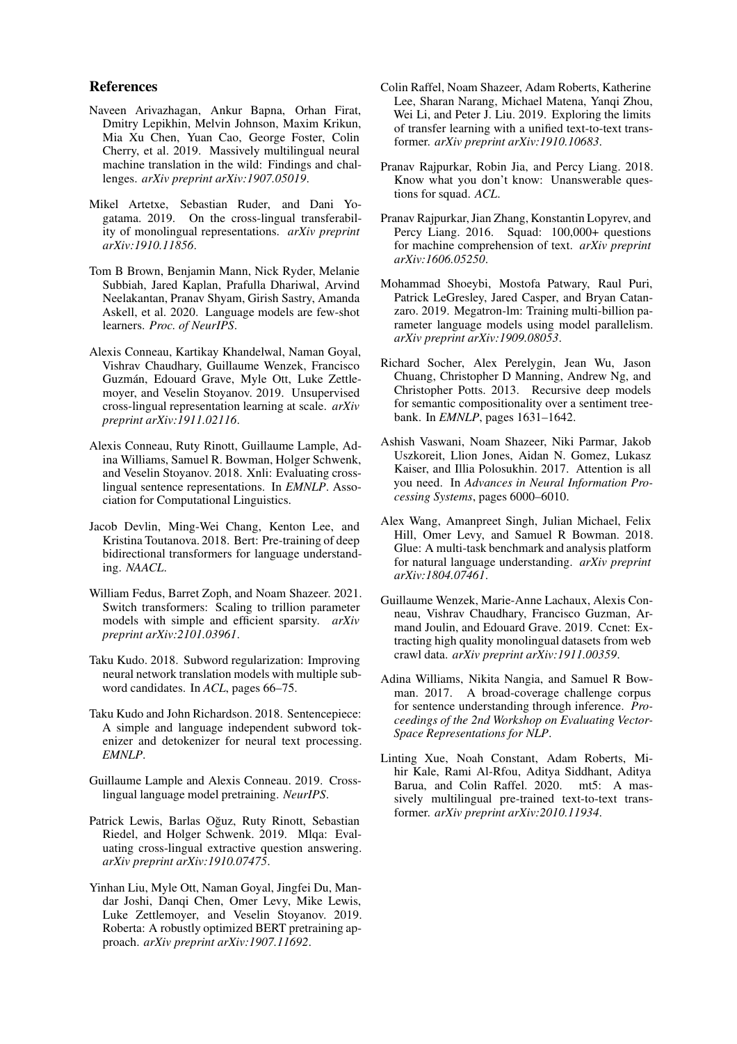## References

Naveen Arivazhagan, Ankur Bapna, Orhan Firat, Dmitry Lepikhin, Melvin Johnson, Maxim Krikun, Mia Xu Chen, Yuan Cao, George Foster, Colin Cherry, et al. 2019. Massively multilingual neural machine translation in the wild: Findings and challenges. *arXiv preprint arXiv:1907.05019*.

Mikel Artetxe, Sebastian Ruder, and Dani Yogatama. 2019. On the cross-lingual transferability of monolingual representations. *arXiv preprint arXiv:1910.11856*.

Tom B Brown, Benjamin Mann, Nick Ryder, Melanie Subbiah, Jared Kaplan, Prafulla Dhariwal, Arvind Neelakantan, Pranav Shyam, Girish Sastry, Amanda Askell, et al. 2020. Language models are few-shot learners. *Proc. of NeurIPS*.

Alexis Conneau, Kartikay Khandelwal, Naman Goyal, Vishrav Chaudhary, Guillaume Wenzek, Francisco Guzmán, Edouard Grave, Myle Ott, Luke Zettlemoyer, and Veselin Stoyanov. 2019. Unsupervised cross-lingual representation learning at scale. *arXiv preprint arXiv:1911.02116*.

Alexis Conneau, Ruty Rinott, Guillaume Lample, Adina Williams, Samuel R. Bowman, Holger Schwenk, and Veselin Stoyanov. 2018. Xnli: Evaluating cross-lingual sentence representations. In *EMNLP*. Association for Computational Linguistics.

Jacob Devlin, Ming-Wei Chang, Kenton Lee, and Kristina Toutanova. 2018. Bert: Pre-training of deep bidirectional transformers for language understanding. *NAACL*.

William Fedus, Barret Zoph, and Noam Shazeer. 2021. Switch transformers: Scaling to trillion parameter models with simple and efficient sparsity. *arXiv preprint arXiv:2101.03961*.

Taku Kudo. 2018. Subword regularization: Improving neural network translation models with multiple subword candidates. In *ACL*, pages 66–75.

Taku Kudo and John Richardson. 2018. Sentencepiece: A simple and language independent subword tokenizer and detokenizer for neural text processing. *EMNLP*.

Guillaume Lample and Alexis Conneau. 2019. Cross-lingual language model pretraining. *NeurIPS*.

Patrick Lewis, Barlas Oğuz, Ruty Rinott, Sebastian Riedel, and Holger Schwenk. 2019. Mlqa: Evaluating cross-lingual extractive question answering. *arXiv preprint arXiv:1910.07475*.

Yinhan Liu, Myle Ott, Naman Goyal, Jingfei Du, Mandar Joshi, Danqi Chen, Omer Levy, Mike Lewis, Luke Zettlemoyer, and Veselin Stoyanov. 2019. Roberta: A robustly optimized BERT pretraining approach. *arXiv preprint arXiv:1907.11692*.

Colin Raffel, Noam Shazeer, Adam Roberts, Katherine Lee, Sharan Narang, Michael Matena, Yanqi Zhou, Wei Li, and Peter J. Liu. 2019. Exploring the limits of transfer learning with a unified text-to-text transformer. *arXiv preprint arXiv:1910.10683*.

Pranav Rajpurkar, Robin Jia, and Percy Liang. 2018. Know what you don't know: Unanswerable questions for squad. *ACL*.

Pranav Rajpurkar, Jian Zhang, Konstantin Lopyrev, and Percy Liang. 2016. Squad: 100,000+ questions for machine comprehension of text. *arXiv preprint arXiv:1606.05250*.

Mohammad Shoeybi, Mostofa Patwary, Raul Puri, Patrick LeGresley, Jared Casper, and Bryan Catanzaro. 2019. Megatron-lm: Training multi-billion parameter language models using model parallelism. *arXiv preprint arXiv:1909.08053*.

Richard Socher, Alex Perelygin, Jean Wu, Jason Chuang, Christopher D Manning, Andrew Ng, and Christopher Potts. 2013. Recursive deep models for semantic compositionality over a sentiment treebank. In *EMNLP*, pages 1631–1642.

Ashish Vaswani, Noam Shazeer, Niki Parmar, Jakob Uszkoreit, Llion Jones, Aidan N. Gomez, Lukasz Kaiser, and Illia Polosukhin. 2017. Attention is all you need. In *Advances in Neural Information Processing Systems*, pages 6000–6010.

Alex Wang, Amanpreet Singh, Julian Michael, Felix Hill, Omer Levy, and Samuel R Bowman. 2018. Glue: A multi-task benchmark and analysis platform for natural language understanding. *arXiv preprint arXiv:1804.07461*.

Guillaume Wenzek, Marie-Anne Lachaux, Alexis Conneau, Vishrav Chaudhary, Francisco Guzman, Armand Joulin, and Edouard Grave. 2019. Ccnet: Extracting high quality monolingual datasets from web crawl data. *arXiv preprint arXiv:1911.00359*.

Adina Williams, Nikita Nangia, and Samuel R Bowman. 2017. A broad-coverage challenge corpus for sentence understanding through inference. *Proceedings of the 2nd Workshop on Evaluating Vector-Space Representations for NLP*.

Linting Xue, Noah Constant, Adam Roberts, Mihir Kale, Rami Al-Rfou, Aditya Siddhant, Aditya Barua, and Colin Raffel. 2020. mt5: A massively multilingual pre-trained text-to-text transformer. *arXiv preprint arXiv:2010.11934*.